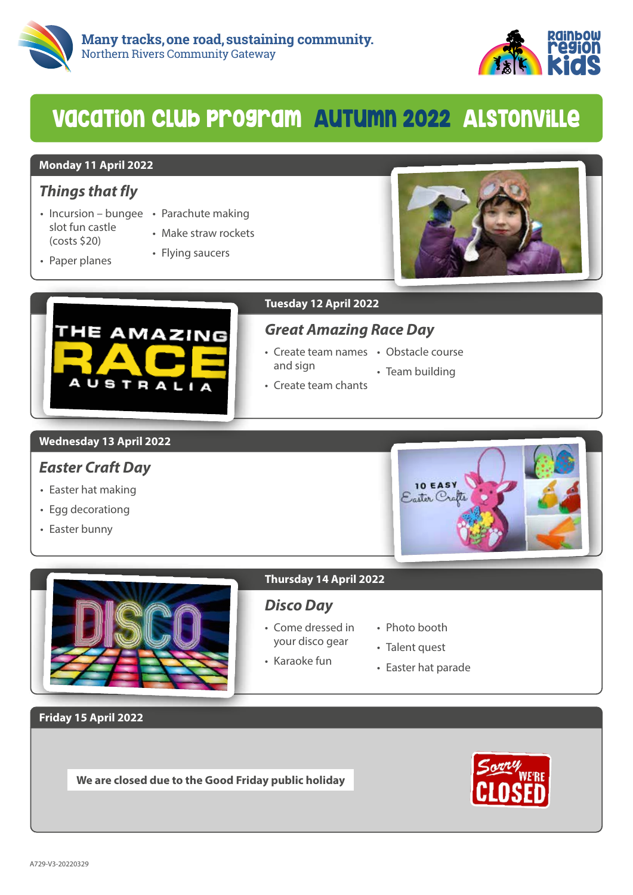Many tracks, one road, sustaining community.
Northern Rivers Community Gateway

Rainbow Region Kids

# Vacation Club Program Autumn 2022 Alstonville

## Monday 11 April 2022

### *Things that fly*

- Incursion – bungee slot fun castle (costs $20)
- Paper planes
- Parachute making
- Make straw rockets
- Flying saucers

## Tuesday 12 April 2022

### *Great Amazing Race Day*

- Create team names and sign
- Create team chants
- Obstacle course
- Team building

## Wednesday 13 April 2022

### *Easter Craft Day*

- Easter hat making
- Egg decoratong
- Easter bunny

## Thursday 14 April 2022

### *Disco Day*

- Come dressed in your disco gear
- Karaoke fun
- Photo booth
- Talent quest
- Easter hat parade

## Friday 15 April 2022

**We are closed due to the Good Friday public holiday**

Sorry WE'RE CLOSED

A729-V3-20220329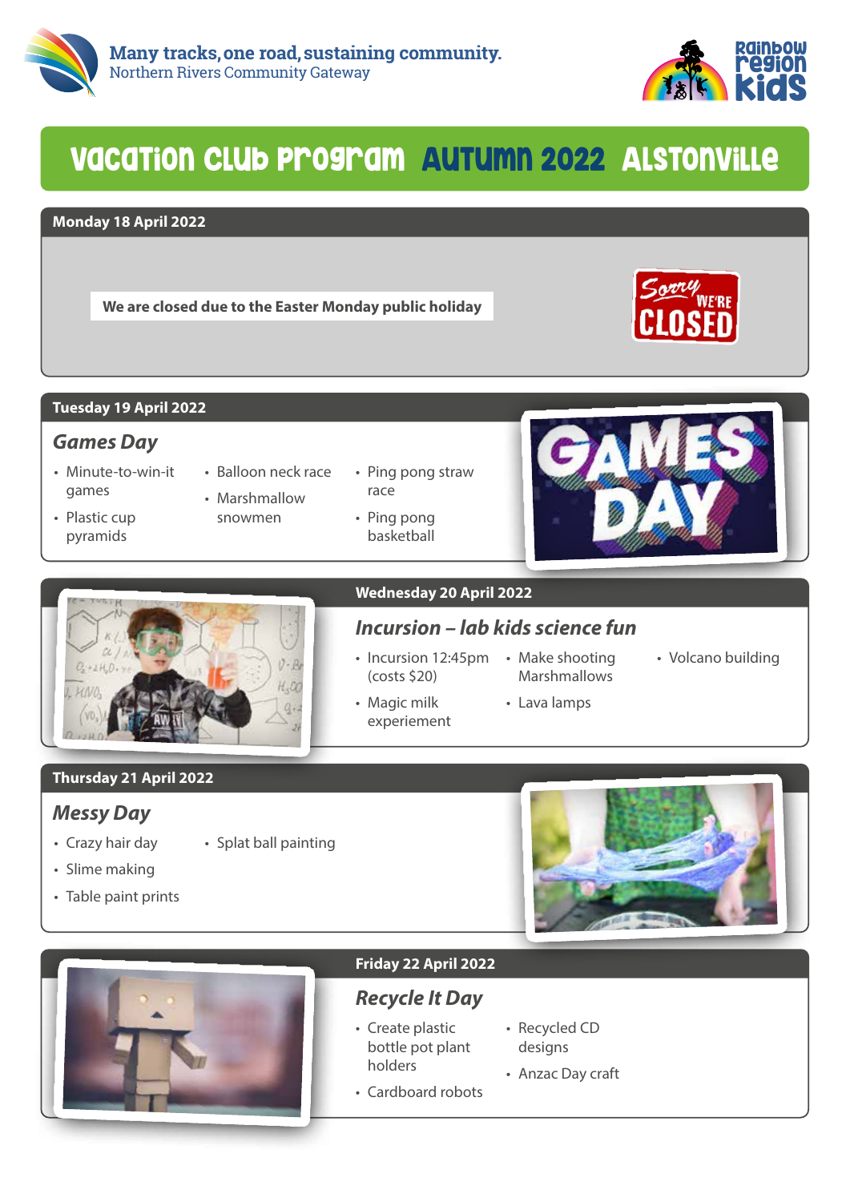**Many tracks, one road, sustaining community.**
Northern Rivers Community Gateway

Rainbow Region Kids

# Vacation Club Program Autumn 2022 Alstonville

## Monday 18 April 2022

We are closed due to the Easter Monday public holiday

## Tuesday 19 April 2022

### *Games Day*

- Minute-to-win-it games
- Plastic cup pyramids
- Balloon neck race
- Marshmallow snowmen
- Ping pong straw race
- Ping pong basketball

## Wednesday 20 April 2022

### *Incursion – lab kids science fun*

- Incursion 12:45pm (costs $20)
- Magic milk experiement
- Make shooting Marshmallows
- Lava lamps
- Volcano building

## Thursday 21 April 2022

### *Messy Day*

- Crazy hair day
- Slime making
- Table paint prints
- Splat ball painting

## Friday 22 April 2022

### *Recycle It Day*

- Create plastic bottle pot plant holders
- Cardboard robots
- Recycled CD designs
- Anzac Day craft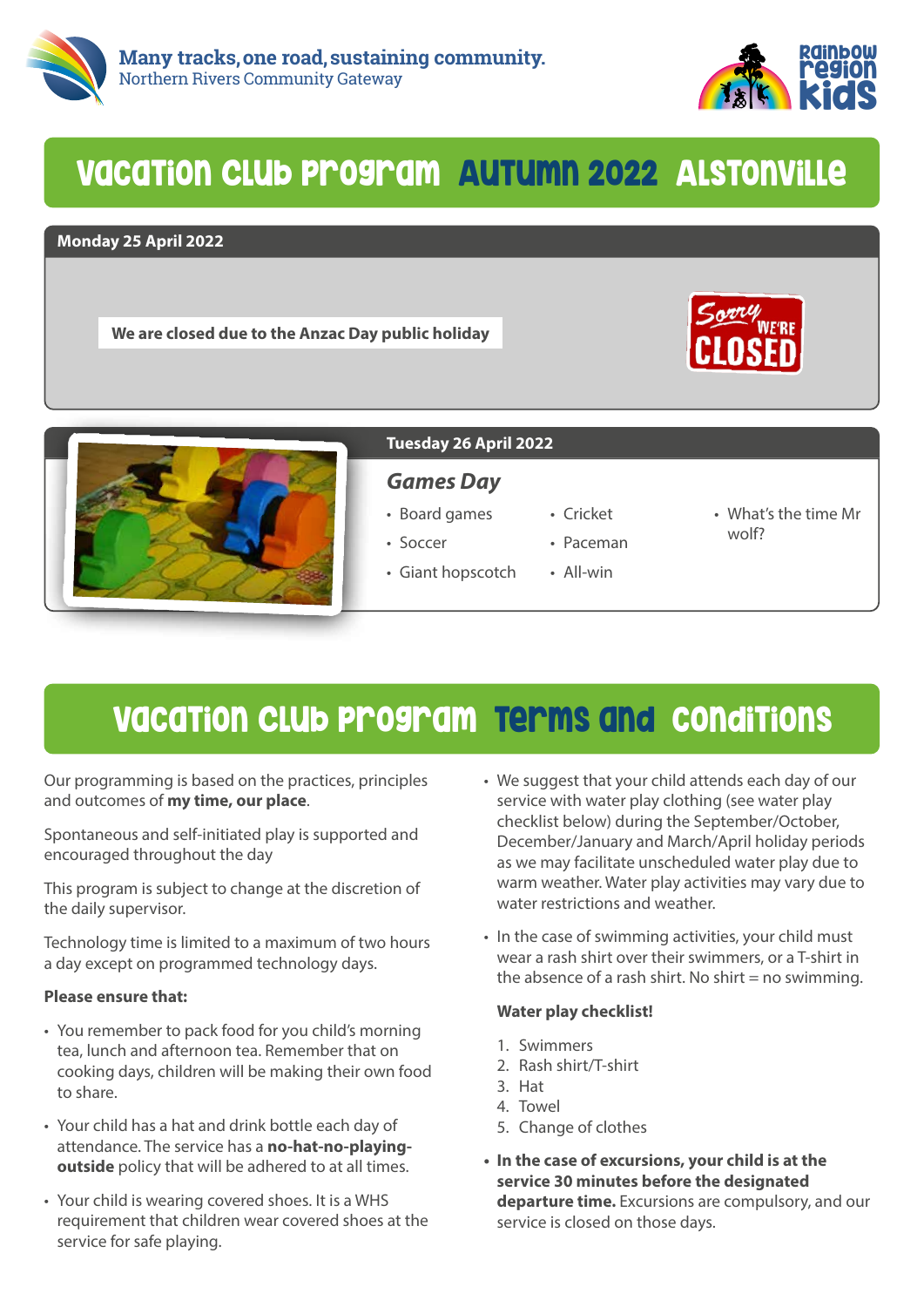Many tracks, one road, sustaining community.
Northern Rivers Community Gateway

Rainbow Region Kids

# Vacation Club Program Autumn 2022 Alstonville

## Monday 25 April 2022

We are closed due to the Anzac Day public holiday

## Tuesday 26 April 2022

### *Games Day*

- Board games
- Soccer
- Giant hopscotch
- Cricket
- Paceman
- All-win
- What's the time Mr wolf?

# Vacation Club Program Terms and Conditions

Our programming is based on the practices, principles and outcomes of **my time, our place**.

Spontaneous and self-initiated play is supported and encouraged throughout the day

This program is subject to change at the discretion of the daily supervisor.

Technology time is limited to a maximum of two hours a day except on programmed technology days.

**Please ensure that:**

- You remember to pack food for you child's morning tea, lunch and afternoon tea. Remember that on cooking days, children will be making their own food to share.
- Your child has a hat and drink bottle each day of attendance. The service has a **no-hat-no-playing-outside** policy that will be adhered to at all times.
- Your child is wearing covered shoes. It is a WHS requirement that children wear covered shoes at the service for safe playing.
- We suggest that your child attends each day of our service with water play clothing (see water play checklist below) during the September/October, December/January and March/April holiday periods as we may facilitate unscheduled water play due to warm weather. Water play activities may vary due to water restrictions and weather.
- In the case of swimming activities, your child must wear a rash shirt over their swimmers, or a T-shirt in the absence of a rash shirt. No shirt = no swimming.

**Water play checklist!**

1. Swimmers
2. Rash shirt/T-shirt
3. Hat
4. Towel
5. Change of clothes

- **In the case of excursions, your child is at the service 30 minutes before the designated departure time.** Excursions are compulsory, and our service is closed on those days.